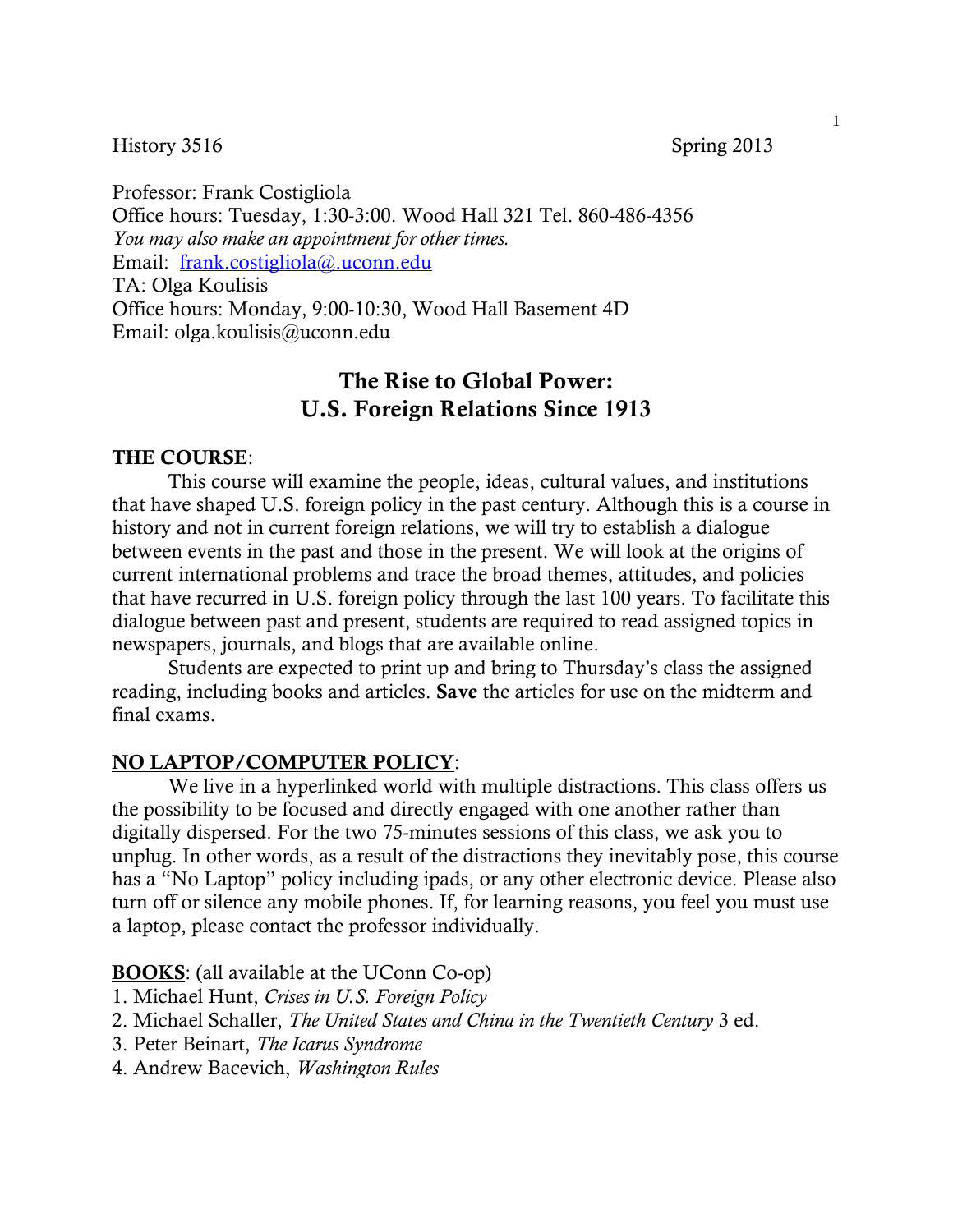History 3516 Spring 2013

Professor: Frank Costigliola
Office hours: Tuesday, 1:30-3:00. Wood Hall 321 Tel. 860-486-4356
*You may also make an appointment for other times.*
Email: frank.costigliola@.uconn.edu
TA: Olga Koulisis
Office hours: Monday, 9:00-10:30, Wood Hall Basement 4D
Email: olga.koulisis@uconn.edu

# The Rise to Global Power: U.S. Foreign Relations Since 1913

**THE COURSE**:

This course will examine the people, ideas, cultural values, and institutions that have shaped U.S. foreign policy in the past century. Although this is a course in history and not in current foreign relations, we will try to establish a dialogue between events in the past and those in the present. We will look at the origins of current international problems and trace the broad themes, attitudes, and policies that have recurred in U.S. foreign policy through the last 100 years. To facilitate this dialogue between past and present, students are required to read assigned topics in newspapers, journals, and blogs that are available online.

Students are expected to print up and bring to Thursday's class the assigned reading, including books and articles. **Save** the articles for use on the midterm and final exams.

**NO LAPTOP/COMPUTER POLICY**:

We live in a hyperlinked world with multiple distractions. This class offers us the possibility to be focused and directly engaged with one another rather than digitally dispersed. For the two 75-minutes sessions of this class, we ask you to unplug. In other words, as a result of the distractions they inevitably pose, this course has a "No Laptop" policy including ipads, or any other electronic device. Please also turn off or silence any mobile phones. If, for learning reasons, you feel you must use a laptop, please contact the professor individually.

**BOOKS**: (all available at the UConn Co-op)

1. Michael Hunt, *Crises in U.S. Foreign Policy*
2. Michael Schaller, *The United States and China in the Twentieth Century* 3 ed.
3. Peter Beinart, *The Icarus Syndrome*
4. Andrew Bacevich, *Washington Rules*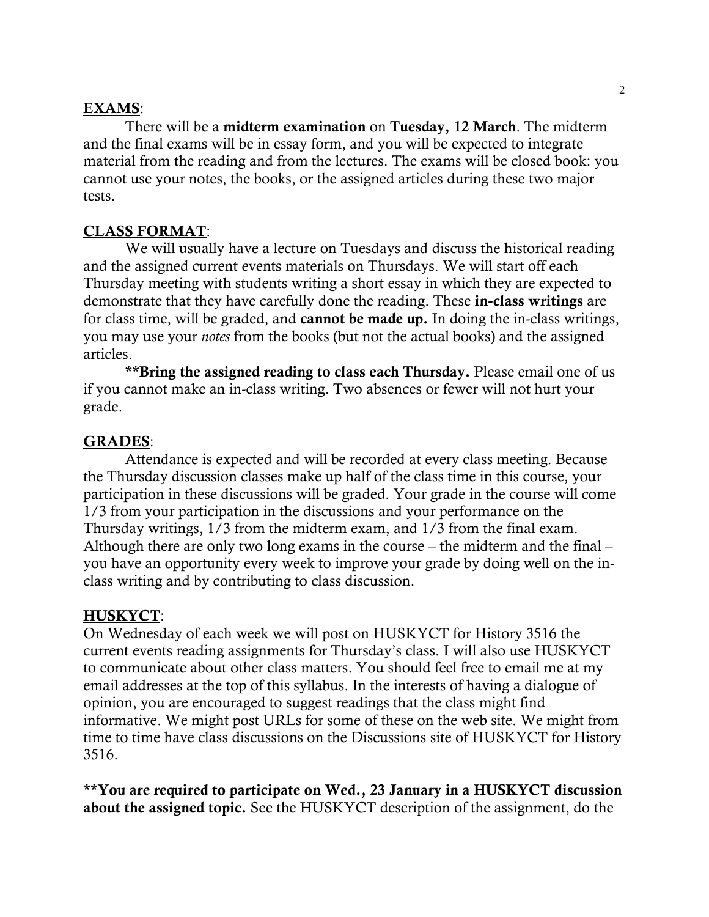## EXAMS:

There will be a **midterm examination** on **Tuesday, 12 March**. The midterm and the final exams will be in essay form, and you will be expected to integrate material from the reading and from the lectures. The exams will be closed book: you cannot use your notes, the books, or the assigned articles during these two major tests.

## CLASS FORMAT:

We will usually have a lecture on Tuesdays and discuss the historical reading and the assigned current events materials on Thursdays. We will start off each Thursday meeting with students writing a short essay in which they are expected to demonstrate that they have carefully done the reading. These **in-class writings** are for class time, will be graded, and **cannot be made up.** In doing the in-class writings, you may use your *notes* from the books (but not the actual books) and the assigned articles.

**\*\*Bring the assigned reading to class each Thursday.** Please email one of us if you cannot make an in-class writing. Two absences or fewer will not hurt your grade.

## GRADES:

Attendance is expected and will be recorded at every class meeting. Because the Thursday discussion classes make up half of the class time in this course, your participation in these discussions will be graded. Your grade in the course will come 1/3 from your participation in the discussions and your performance on the Thursday writings, 1/3 from the midterm exam, and 1/3 from the final exam. Although there are only two long exams in the course – the midterm and the final – you have an opportunity every week to improve your grade by doing well on the in-class writing and by contributing to class discussion.

## HUSKYCT:

On Wednesday of each week we will post on HUSKYCT for History 3516 the current events reading assignments for Thursday's class. I will also use HUSKYCT to communicate about other class matters. You should feel free to email me at my email addresses at the top of this syllabus. In the interests of having a dialogue of opinion, you are encouraged to suggest readings that the class might find informative. We might post URLs for some of these on the web site. We might from time to time have class discussions on the Discussions site of HUSKYCT for History 3516.

**\*\*You are required to participate on Wed., 23 January in a HUSKYCT discussion about the assigned topic.** See the HUSKYCT description of the assignment, do the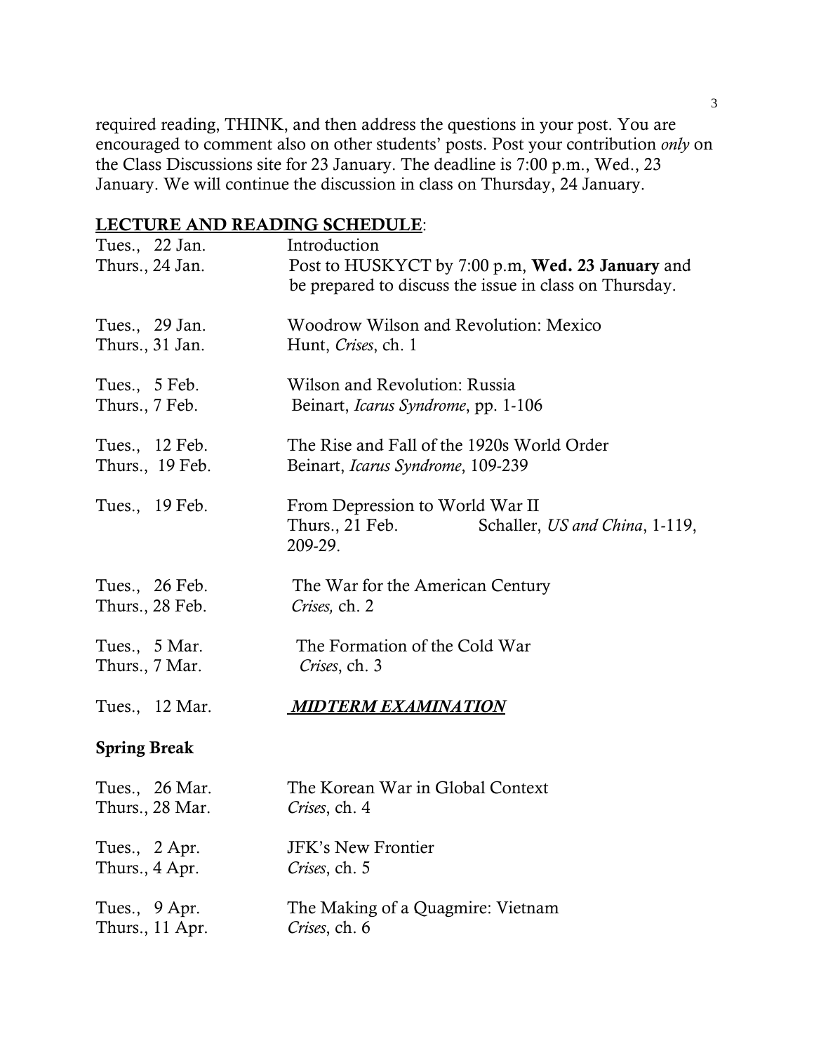required reading, THINK, and then address the questions in your post. You are encouraged to comment also on other students' posts. Post your contribution *only* on the Class Discussions site for 23 January. The deadline is 7:00 p.m., Wed., 23 January. We will continue the discussion in class on Thursday, 24 January.

## LECTURE AND READING SCHEDULE:

| | |
|---|---|
| Tues., 22 Jan. | Introduction |
| Thurs., 24 Jan. | Post to HUSKYCT by 7:00 p.m, **Wed. 23 January** and be prepared to discuss the issue in class on Thursday. |
| Tues., 29 Jan. | Woodrow Wilson and Revolution: Mexico |
| Thurs., 31 Jan. | Hunt, *Crises*, ch. 1 |
| Tues., 5 Feb. | Wilson and Revolution: Russia |
| Thurs., 7 Feb. | Beinart, *Icarus Syndrome*, pp. 1-106 |
| Tues., 12 Feb. | The Rise and Fall of the 1920s World Order |
| Thurs., 19 Feb. | Beinart, *Icarus Syndrome*, 109-239 |
| Tues., 19 Feb. | From Depression to World War II |
| Thurs., 21 Feb. | Schaller, *US and China*, 1-119, 209-29. |
| Tues., 26 Feb. | The War for the American Century |
| Thurs., 28 Feb. | *Crises,* ch. 2 |
| Tues., 5 Mar. | The Formation of the Cold War |
| Thurs., 7 Mar. | *Crises*, ch. 3 |
| Tues., 12 Mar. | ***MIDTERM EXAMINATION*** |

**Spring Break**

| | |
|---|---|
| Tues., 26 Mar. | The Korean War in Global Context |
| Thurs., 28 Mar. | *Crises*, ch. 4 |
| Tues., 2 Apr. | JFK's New Frontier |
| Thurs., 4 Apr. | *Crises*, ch. 5 |
| Tues., 9 Apr. | The Making of a Quagmire: Vietnam |
| Thurs., 11 Apr. | *Crises*, ch. 6 |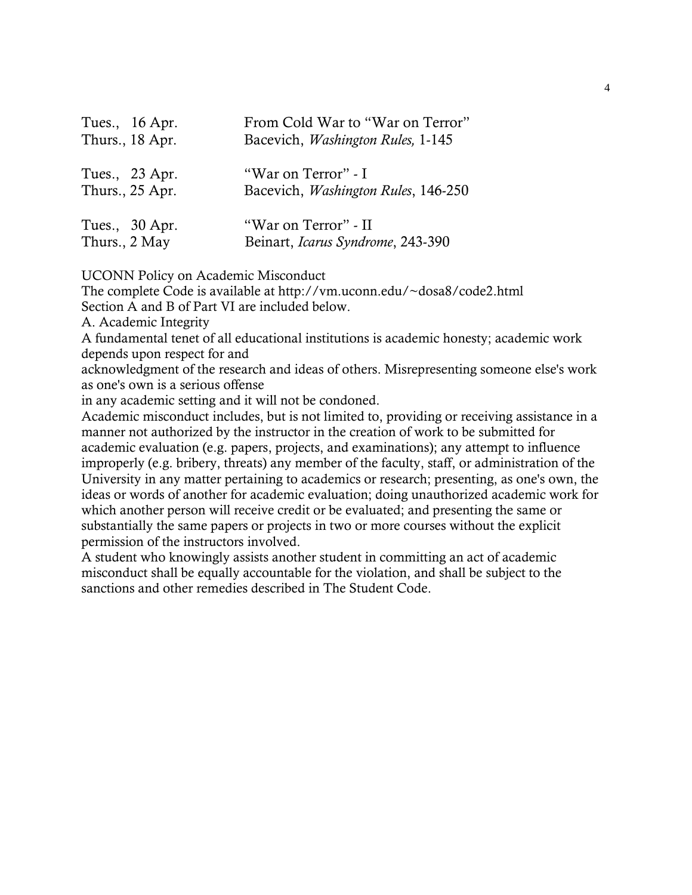| | |
|---|---|
| Tues., 16 Apr. | From Cold War to "War on Terror" |
| Thurs., 18 Apr. | Bacevich, *Washington Rules,* 1-145 |
| Tues., 23 Apr. | "War on Terror" - I |
| Thurs., 25 Apr. | Bacevich, *Washington Rules*, 146-250 |
| Tues., 30 Apr. | "War on Terror" - II |
| Thurs., 2 May | Beinart, *Icarus Syndrome*, 243-390 |

UCONN Policy on Academic Misconduct

The complete Code is available at http://vm.uconn.edu/~dosa8/code2.html

Section A and B of Part VI are included below.

A. Academic Integrity

A fundamental tenet of all educational institutions is academic honesty; academic work depends upon respect for and acknowledgment of the research and ideas of others. Misrepresenting someone else's work as one's own is a serious offense in any academic setting and it will not be condoned.

Academic misconduct includes, but is not limited to, providing or receiving assistance in a manner not authorized by the instructor in the creation of work to be submitted for academic evaluation (e.g. papers, projects, and examinations); any attempt to influence improperly (e.g. bribery, threats) any member of the faculty, staff, or administration of the University in any matter pertaining to academics or research; presenting, as one's own, the ideas or words of another for academic evaluation; doing unauthorized academic work for which another person will receive credit or be evaluated; and presenting the same or substantially the same papers or projects in two or more courses without the explicit permission of the instructors involved.

A student who knowingly assists another student in committing an act of academic misconduct shall be equally accountable for the violation, and shall be subject to the sanctions and other remedies described in The Student Code.